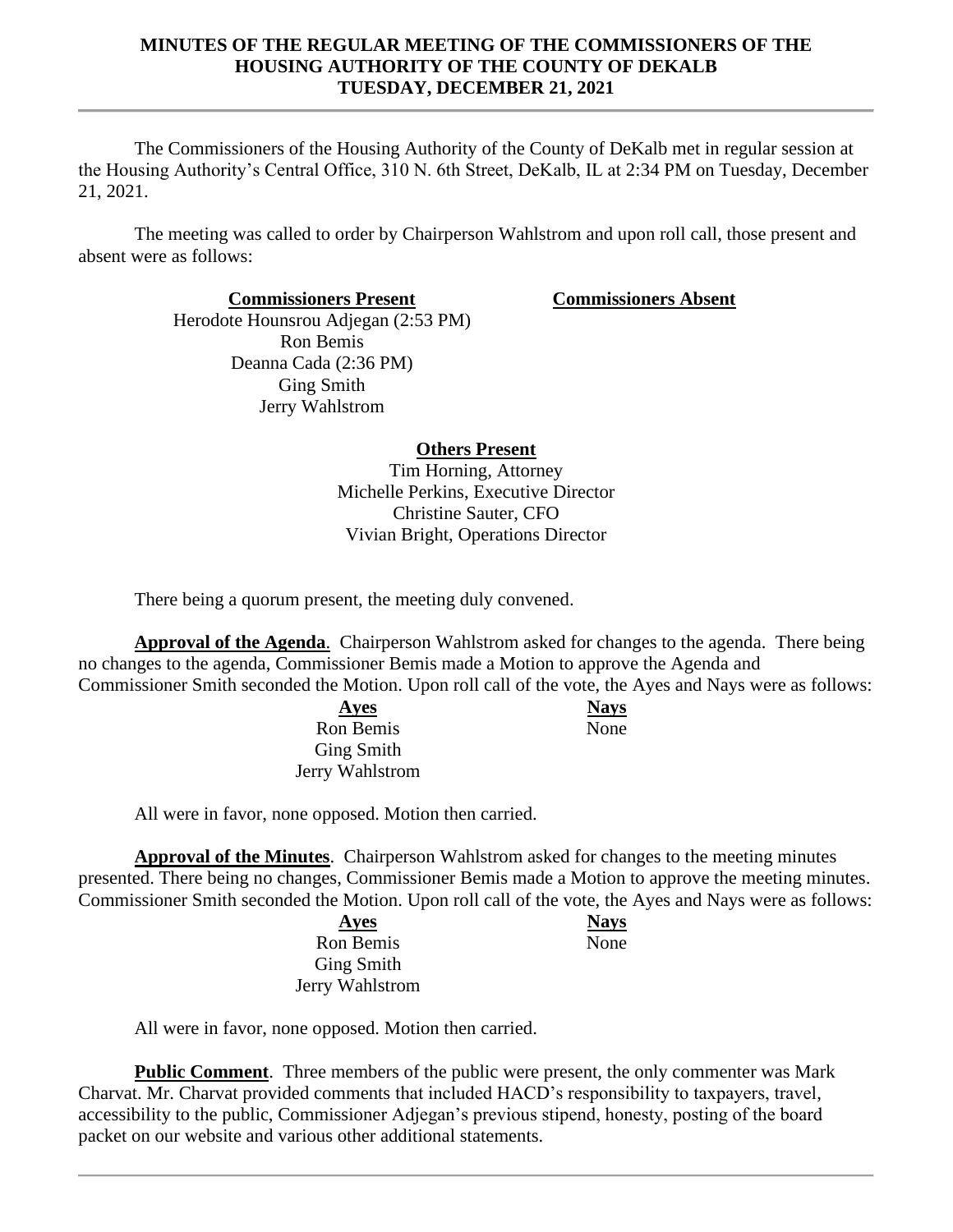# MINUTES OF THE REGULAR MEETING OF THE COMMISSIONERS OF THE HOUSING AUTHORITY OF THE COUNTY OF DEKALB TUESDAY, DECEMBER 21, 2021

The Commissioners of the Housing Authority of the County of DeKalb met in regular session at the Housing Authority's Central Office, 310 N. 6th Street, DeKalb, IL at 2:34 PM on Tuesday, December 21, 2021.

The meeting was called to order by Chairperson Wahlstrom and upon roll call, those present and absent were as follows:

| Commissioners Present | Commissioners Absent |
|---|---|
| Herodote Hounsrou Adjegan (2:53 PM) | |
| Ron Bemis | |
| Deanna Cada (2:36 PM) | |
| Ging Smith | |
| Jerry Wahlstrom | |

**Others Present**

Tim Horning, Attorney
Michelle Perkins, Executive Director
Christine Sauter, CFO
Vivian Bright, Operations Director

There being a quorum present, the meeting duly convened.

**Approval of the Agenda**. Chairperson Wahlstrom asked for changes to the agenda. There being no changes to the agenda, Commissioner Bemis made a Motion to approve the Agenda and Commissioner Smith seconded the Motion. Upon roll call of the vote, the Ayes and Nays were as follows:

| Ayes | Nays |
|---|---|
| Ron Bemis | None |
| Ging Smith | |
| Jerry Wahlstrom | |

All were in favor, none opposed. Motion then carried.

**Approval of the Minutes**. Chairperson Wahlstrom asked for changes to the meeting minutes presented. There being no changes, Commissioner Bemis made a Motion to approve the meeting minutes. Commissioner Smith seconded the Motion. Upon roll call of the vote, the Ayes and Nays were as follows:

| Ayes | Nays |
|---|---|
| Ron Bemis | None |
| Ging Smith | |
| Jerry Wahlstrom | |

All were in favor, none opposed. Motion then carried.

**Public Comment**. Three members of the public were present, the only commenter was Mark Charvat. Mr. Charvat provided comments that included HACD's responsibility to taxpayers, travel, accessibility to the public, Commissioner Adjegan's previous stipend, honesty, posting of the board packet on our website and various other additional statements.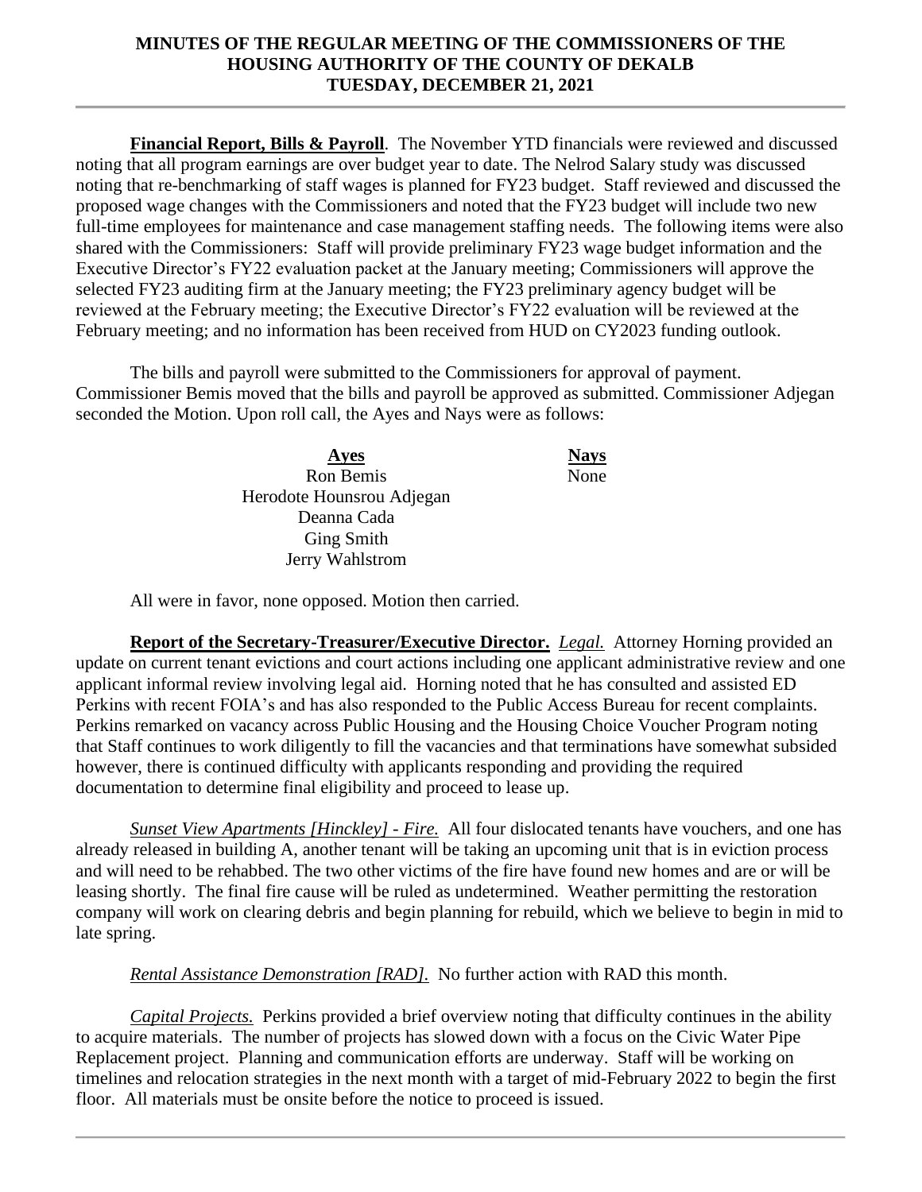**Financial Report, Bills & Payroll**. The November YTD financials were reviewed and discussed noting that all program earnings are over budget year to date. The Nelrod Salary study was discussed noting that re-benchmarking of staff wages is planned for FY23 budget. Staff reviewed and discussed the proposed wage changes with the Commissioners and noted that the FY23 budget will include two new full-time employees for maintenance and case management staffing needs. The following items were also shared with the Commissioners: Staff will provide preliminary FY23 wage budget information and the Executive Director's FY22 evaluation packet at the January meeting; Commissioners will approve the selected FY23 auditing firm at the January meeting; the FY23 preliminary agency budget will be reviewed at the February meeting; the Executive Director's FY22 evaluation will be reviewed at the February meeting; and no information has been received from HUD on CY2023 funding outlook.

The bills and payroll were submitted to the Commissioners for approval of payment. Commissioner Bemis moved that the bills and payroll be approved as submitted. Commissioner Adjegan seconded the Motion. Upon roll call, the Ayes and Nays were as follows:

| Ayes | Nays |
|---|---|
| Ron Bemis | None |
| Herodote Hounsrou Adjegan | |
| Deanna Cada | |
| Ging Smith | |
| Jerry Wahlstrom | |

All were in favor, none opposed. Motion then carried.

**Report of the Secretary-Treasurer/Executive Director.** *Legal.* Attorney Horning provided an update on current tenant evictions and court actions including one applicant administrative review and one applicant informal review involving legal aid. Horning noted that he has consulted and assisted ED Perkins with recent FOIA's and has also responded to the Public Access Bureau for recent complaints. Perkins remarked on vacancy across Public Housing and the Housing Choice Voucher Program noting that Staff continues to work diligently to fill the vacancies and that terminations have somewhat subsided however, there is continued difficulty with applicants responding and providing the required documentation to determine final eligibility and proceed to lease up.

*Sunset View Apartments [Hinckley] - Fire.* All four dislocated tenants have vouchers, and one has already released in building A, another tenant will be taking an upcoming unit that is in eviction process and will need to be rehabbed. The two other victims of the fire have found new homes and are or will be leasing shortly. The final fire cause will be ruled as undetermined. Weather permitting the restoration company will work on clearing debris and begin planning for rebuild, which we believe to begin in mid to late spring.

*Rental Assistance Demonstration [RAD].* No further action with RAD this month.

*Capital Projects.* Perkins provided a brief overview noting that difficulty continues in the ability to acquire materials. The number of projects has slowed down with a focus on the Civic Water Pipe Replacement project. Planning and communication efforts are underway. Staff will be working on timelines and relocation strategies in the next month with a target of mid-February 2022 to begin the first floor. All materials must be onsite before the notice to proceed is issued.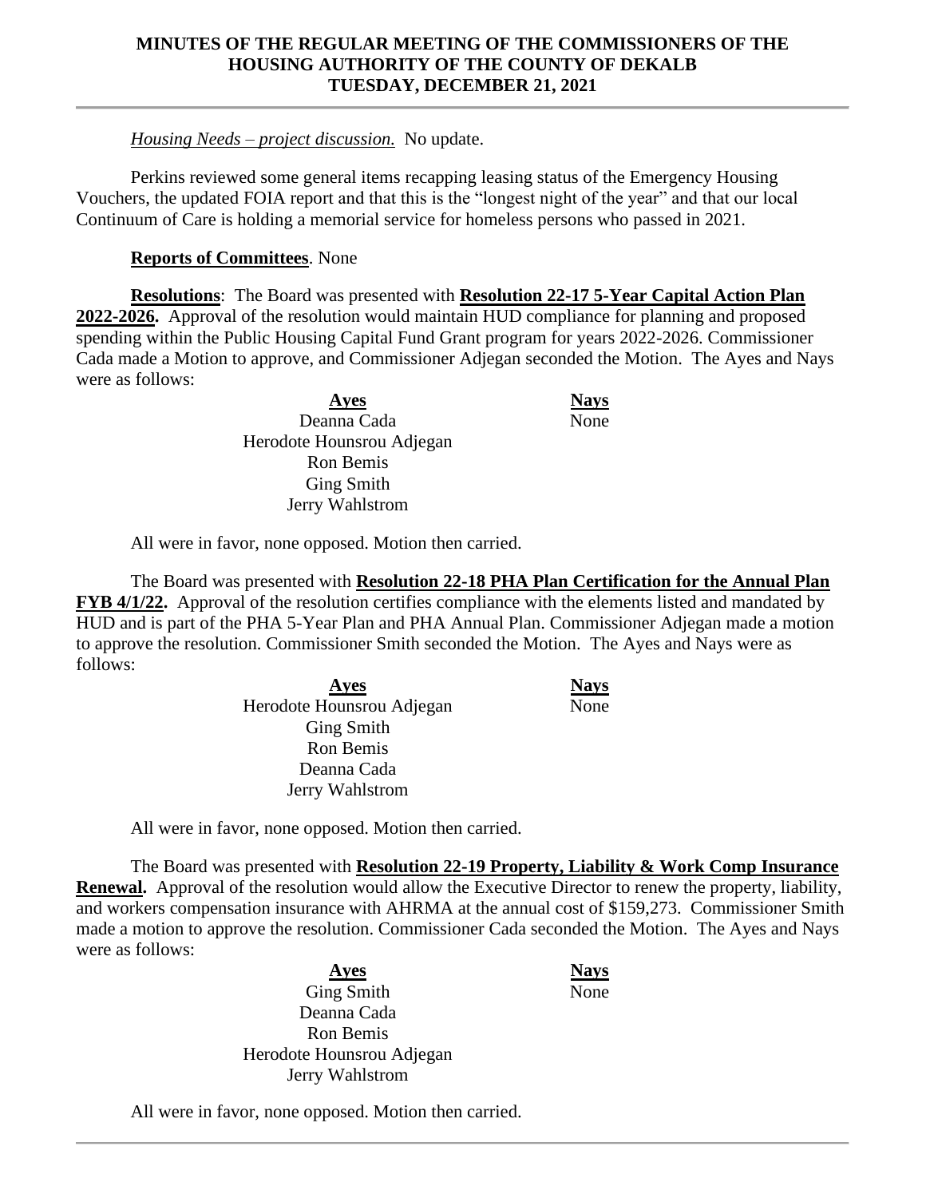*Housing Needs – project discussion.* No update.

Perkins reviewed some general items recapping leasing status of the Emergency Housing Vouchers, the updated FOIA report and that this is the "longest night of the year" and that our local Continuum of Care is holding a memorial service for homeless persons who passed in 2021.

**Reports of Committees**. None

**Resolutions**: The Board was presented with **Resolution 22-17 5-Year Capital Action Plan 2022-2026.** Approval of the resolution would maintain HUD compliance for planning and proposed spending within the Public Housing Capital Fund Grant program for years 2022-2026. Commissioner Cada made a Motion to approve, and Commissioner Adjegan seconded the Motion. The Ayes and Nays were as follows:

| Ayes | Nays |
|---|---|
| Deanna Cada | None |
| Herodote Hounsrou Adjegan | |
| Ron Bemis | |
| Ging Smith | |
| Jerry Wahlstrom | |

All were in favor, none opposed. Motion then carried.

The Board was presented with **Resolution 22-18 PHA Plan Certification for the Annual Plan FYB 4/1/22.** Approval of the resolution certifies compliance with the elements listed and mandated by HUD and is part of the PHA 5-Year Plan and PHA Annual Plan. Commissioner Adjegan made a motion to approve the resolution. Commissioner Smith seconded the Motion. The Ayes and Nays were as follows:

| Ayes | Nays |
|---|---|
| Herodote Hounsrou Adjegan | None |
| Ging Smith | |
| Ron Bemis | |
| Deanna Cada | |
| Jerry Wahlstrom | |

All were in favor, none opposed. Motion then carried.

The Board was presented with **Resolution 22-19 Property, Liability & Work Comp Insurance Renewal.** Approval of the resolution would allow the Executive Director to renew the property, liability, and workers compensation insurance with AHRMA at the annual cost of $159,273. Commissioner Smith made a motion to approve the resolution. Commissioner Cada seconded the Motion. The Ayes and Nays were as follows:

| Ayes | Nays |
|---|---|
| Ging Smith | None |
| Deanna Cada | |
| Ron Bemis | |
| Herodote Hounsrou Adjegan | |
| Jerry Wahlstrom | |

All were in favor, none opposed. Motion then carried.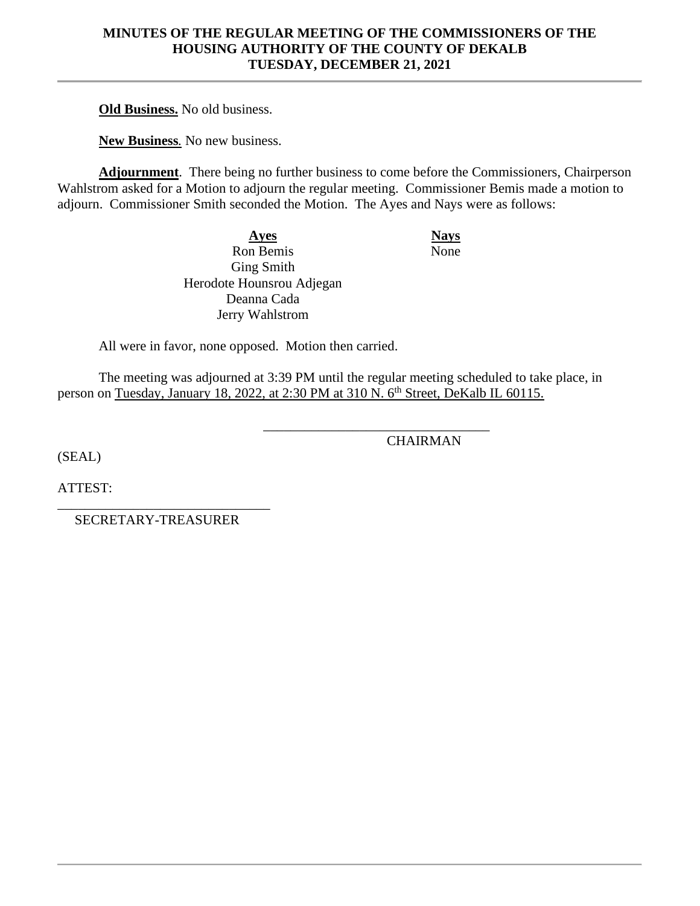**MINUTES OF THE REGULAR MEETING OF THE COMMISSIONERS OF THE HOUSING AUTHORITY OF THE COUNTY OF DEKALB TUESDAY, DECEMBER 21, 2021**

**Old Business.** No old business.

**New Business**. No new business.

**Adjournment**. There being no further business to come before the Commissioners, Chairperson Wahlstrom asked for a Motion to adjourn the regular meeting. Commissioner Bemis made a motion to adjourn. Commissioner Smith seconded the Motion. The Ayes and Nays were as follows:

| Ayes | Nays |
|---|---|
| Ron Bemis | None |
| Ging Smith | |
| Herodote Hounsrou Adjegan | |
| Deanna Cada | |
| Jerry Wahlstrom | |

All were in favor, none opposed. Motion then carried.

The meeting was adjourned at 3:39 PM until the regular meeting scheduled to take place, in person on Tuesday, January 18, 2022, at 2:30 PM at 310 N. 6th Street, DeKalb IL 60115.

_______________________________
CHAIRMAN

(SEAL)

ATTEST:

_______________________________
SECRETARY-TREASURER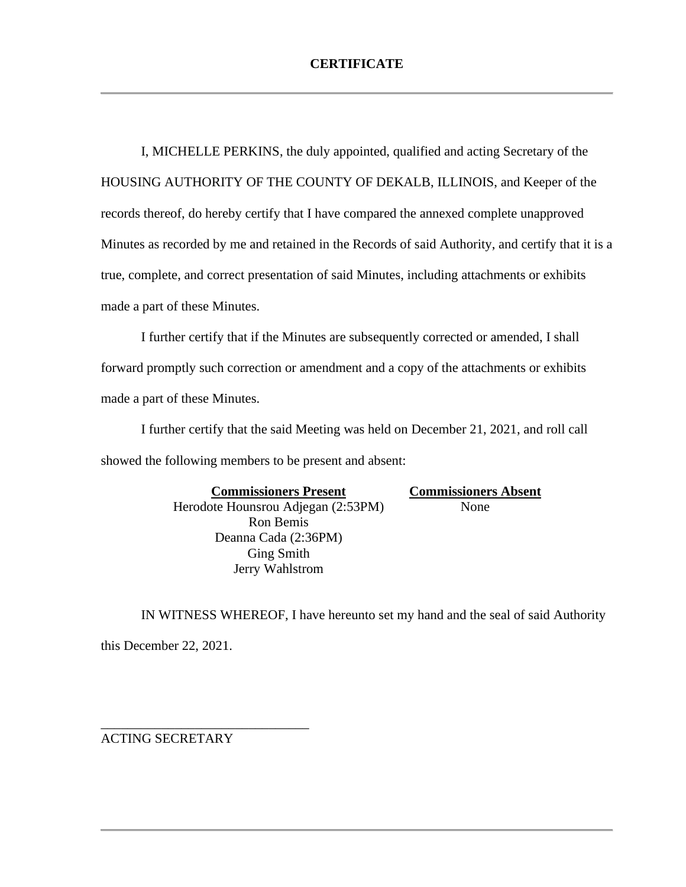## CERTIFICATE

I, MICHELLE PERKINS, the duly appointed, qualified and acting Secretary of the HOUSING AUTHORITY OF THE COUNTY OF DEKALB, ILLINOIS, and Keeper of the records thereof, do hereby certify that I have compared the annexed complete unapproved Minutes as recorded by me and retained in the Records of said Authority, and certify that it is a true, complete, and correct presentation of said Minutes, including attachments or exhibits made a part of these Minutes.

I further certify that if the Minutes are subsequently corrected or amended, I shall forward promptly such correction or amendment and a copy of the attachments or exhibits made a part of these Minutes.

I further certify that the said Meeting was held on December 21, 2021, and roll call showed the following members to be present and absent:

| Commissioners Present | Commissioners Absent |
|---|---|
| Herodote Hounsrou Adjegan (2:53PM) | None |
| Ron Bemis | |
| Deanna Cada (2:36PM) | |
| Ging Smith | |
| Jerry Wahlstrom | |

IN WITNESS WHEREOF, I have hereunto set my hand and the seal of said Authority this December 22, 2021.

_______________________________

ACTING SECRETARY